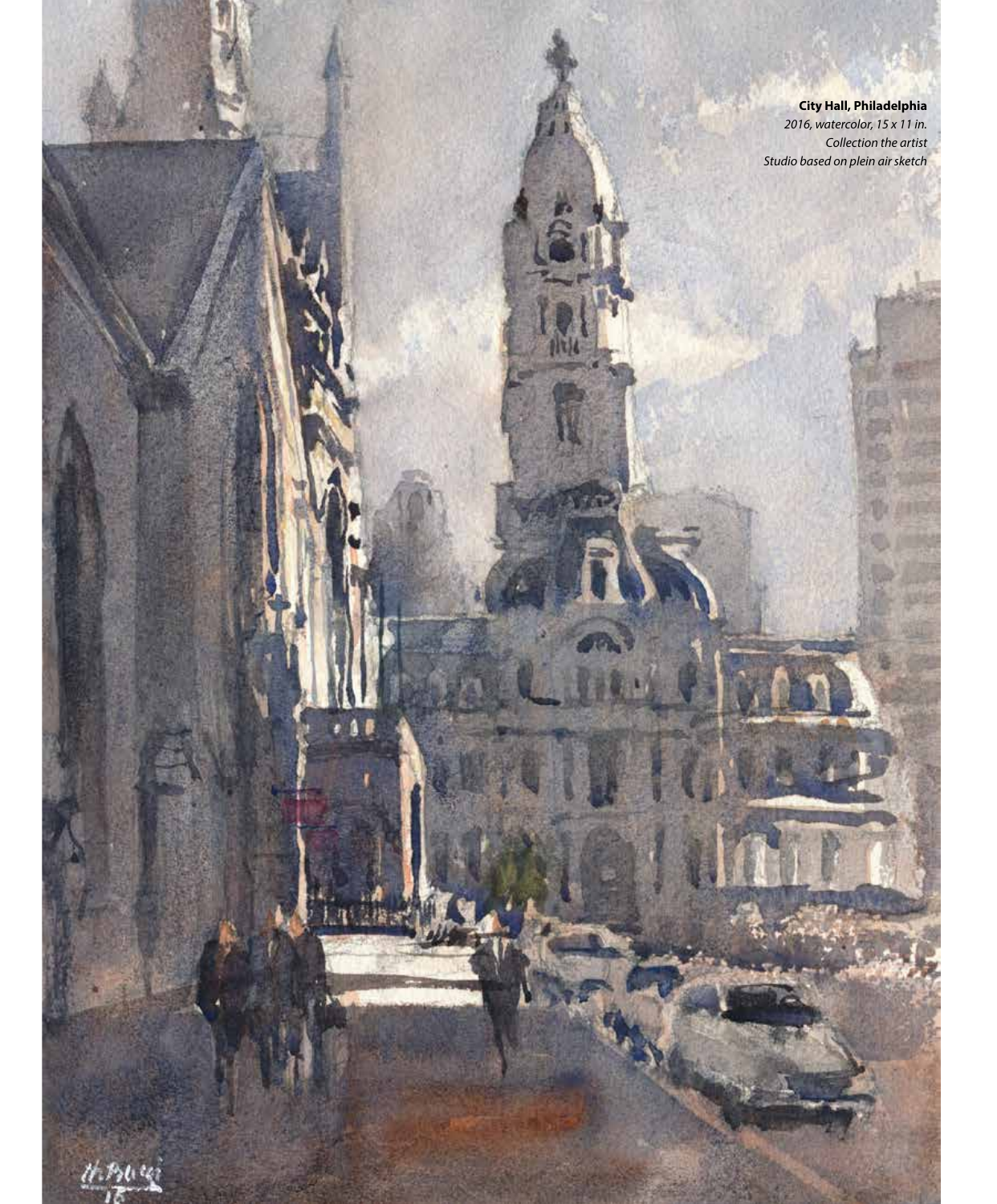**City Hall, Philadelphia**
*2016, watercolor, 15 x 11 in.*
*Collection the artist*
*Studio based on plein air sketch*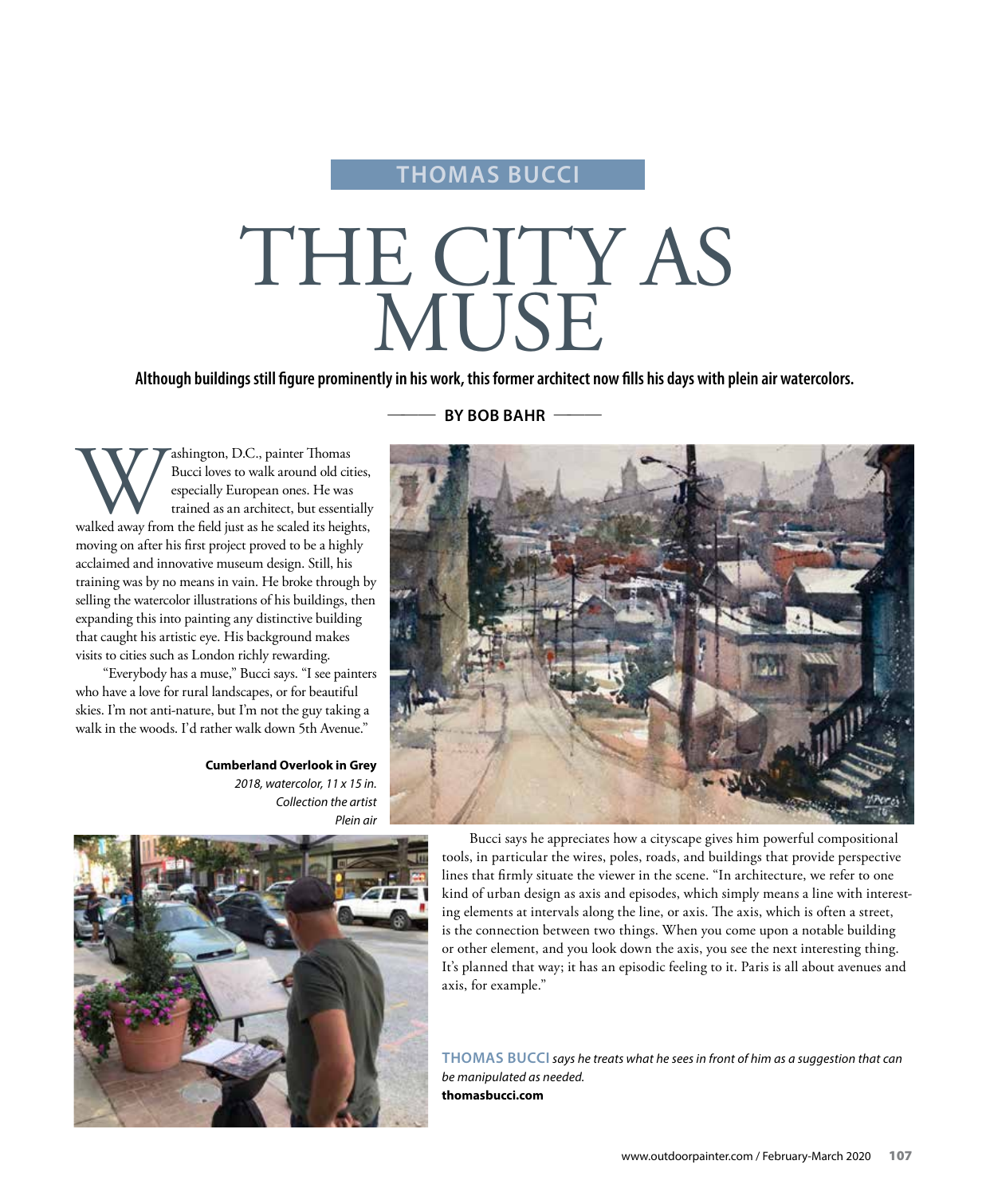THOMAS BUCCI

# THE CITY AS MUSE

**Although buildings still figure prominently in his work, this former architect now fills his days with plein air watercolors.**

**BY BOB BAHR**

Washington, D.C., painter Thomas Bucci loves to walk around old cities, especially European ones. He was trained as an architect, but essentially walked away from the field just as he scaled its heights, moving on after his first project proved to be a highly acclaimed and innovative museum design. Still, his training was by no means in vain. He broke through by selling the watercolor illustrations of his buildings, then expanding this into painting any distinctive building that caught his artistic eye. His background makes visits to cities such as London richly rewarding.

"Everybody has a muse," Bucci says. "I see painters who have a love for rural landscapes, or for beautiful skies. I'm not anti-nature, but I'm not the guy taking a walk in the woods. I'd rather walk down 5th Avenue."

**Cumberland Overlook in Grey**
*2018, watercolor, 11 x 15 in.*
*Collection the artist*
*Plein air*

Bucci says he appreciates how a cityscape gives him powerful compositional tools, in particular the wires, poles, roads, and buildings that provide perspective lines that firmly situate the viewer in the scene. "In architecture, we refer to one kind of urban design as axis and episodes, which simply means a line with interesting elements at intervals along the line, or axis. The axis, which is often a street, is the connection between two things. When you come upon a notable building or other element, and you look down the axis, you see the next interesting thing. It's planned that way; it has an episodic feeling to it. Paris is all about avenues and axis, for example."

**THOMAS BUCCI** *says he treats what he sees in front of him as a suggestion that can be manipulated as needed.*
**thomasbucci.com**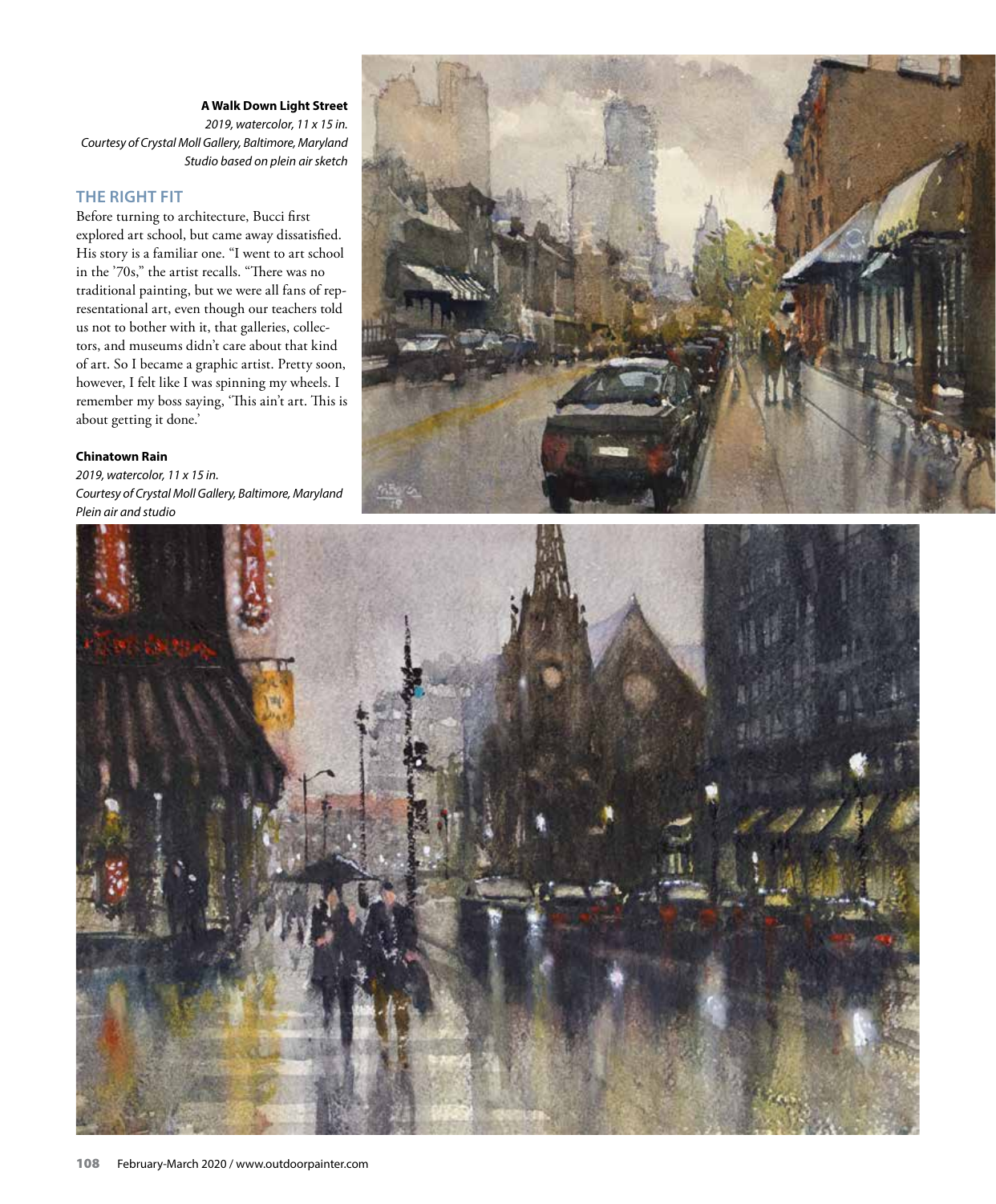**A Walk Down Light Street**
*2019, watercolor, 11 x 15 in.*
*Courtesy of Crystal Moll Gallery, Baltimore, Maryland*
*Studio based on plein air sketch*

## THE RIGHT FIT

Before turning to architecture, Bucci first explored art school, but came away dissatisfied. His story is a familiar one. "I went to art school in the '70s," the artist recalls. "There was no traditional painting, but we were all fans of representational art, even though our teachers told us not to bother with it, that galleries, collectors, and museums didn't care about that kind of art. So I became a graphic artist. Pretty soon, however, I felt like I was spinning my wheels. I remember my boss saying, 'This ain't art. This is about getting it done.'

**Chinatown Rain**
*2019, watercolor, 11 x 15 in.*
*Courtesy of Crystal Moll Gallery, Baltimore, Maryland*
*Plein air and studio*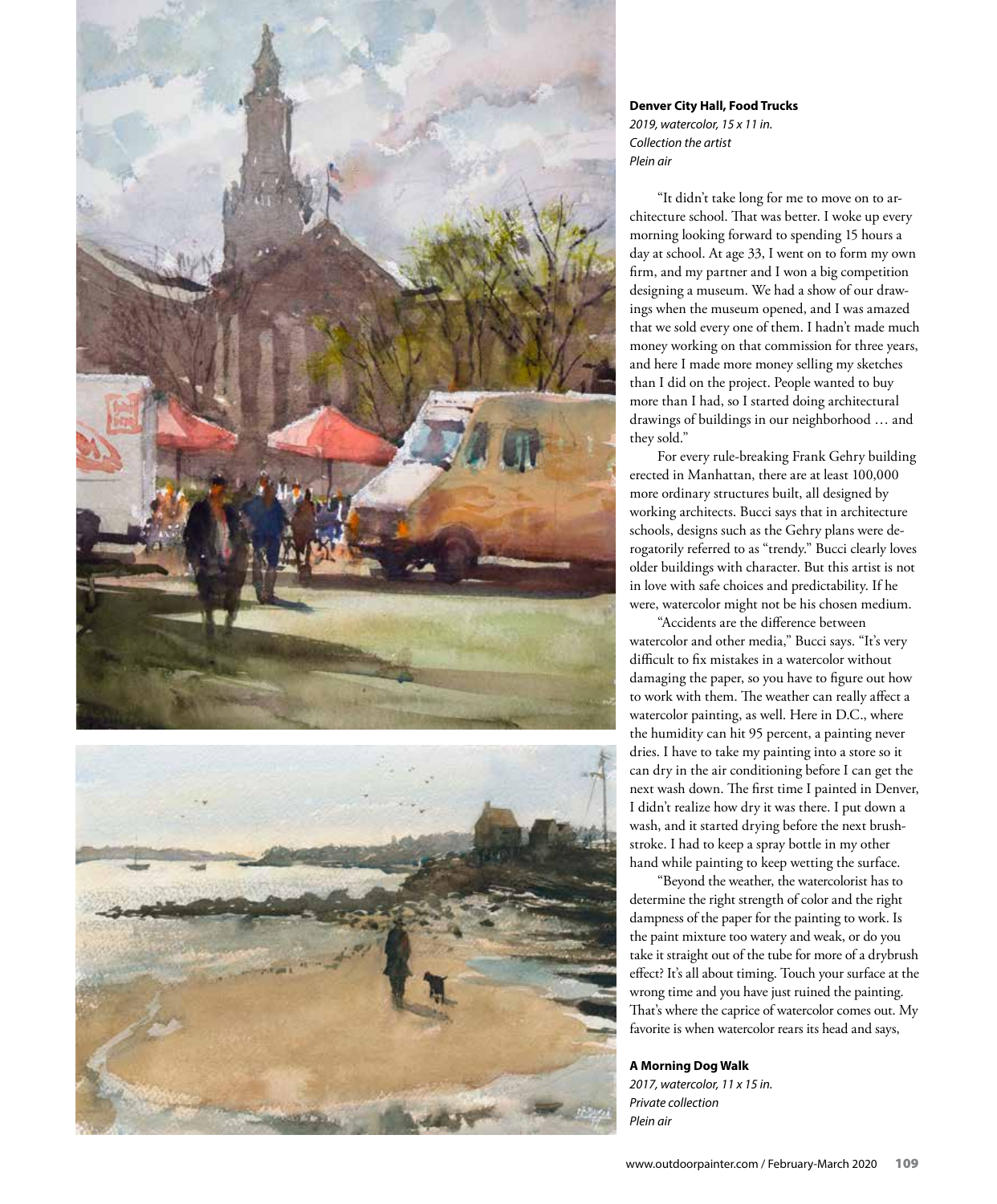**Denver City Hall, Food Trucks**
*2019, watercolor, 15 x 11 in.*
*Collection the artist*
*Plein air*

"It didn't take long for me to move on to architecture school. That was better. I woke up every morning looking forward to spending 15 hours a day at school. At age 33, I went on to form my own firm, and my partner and I won a big competition designing a museum. We had a show of our drawings when the museum opened, and I was amazed that we sold every one of them. I hadn't made much money working on that commission for three years, and here I made more money selling my sketches than I did on the project. People wanted to buy more than I had, so I started doing architectural drawings of buildings in our neighborhood … and they sold."

For every rule-breaking Frank Gehry building erected in Manhattan, there are at least 100,000 more ordinary structures built, all designed by working architects. Bucci says that in architecture schools, designs such as the Gehry plans were derogatorily referred to as "trendy." Bucci clearly loves older buildings with character. But this artist is not in love with safe choices and predictability. If he were, watercolor might not be his chosen medium.

"Accidents are the difference between watercolor and other media," Bucci says. "It's very difficult to fix mistakes in a watercolor without damaging the paper, so you have to figure out how to work with them. The weather can really affect a watercolor painting, as well. Here in D.C., where the humidity can hit 95 percent, a painting never dries. I have to take my painting into a store so it can dry in the air conditioning before I can get the next wash down. The first time I painted in Denver, I didn't realize how dry it was there. I put down a wash, and it started drying before the next brushstroke. I had to keep a spray bottle in my other hand while painting to keep wetting the surface.

"Beyond the weather, the watercolorist has to determine the right strength of color and the right dampness of the paper for the painting to work. Is the paint mixture too watery and weak, or do you take it straight out of the tube for more of a drybrush effect? It's all about timing. Touch your surface at the wrong time and you have just ruined the painting. That's where the caprice of watercolor comes out. My favorite is when watercolor rears its head and says,

**A Morning Dog Walk**
*2017, watercolor, 11 x 15 in.*
*Private collection*
*Plein air*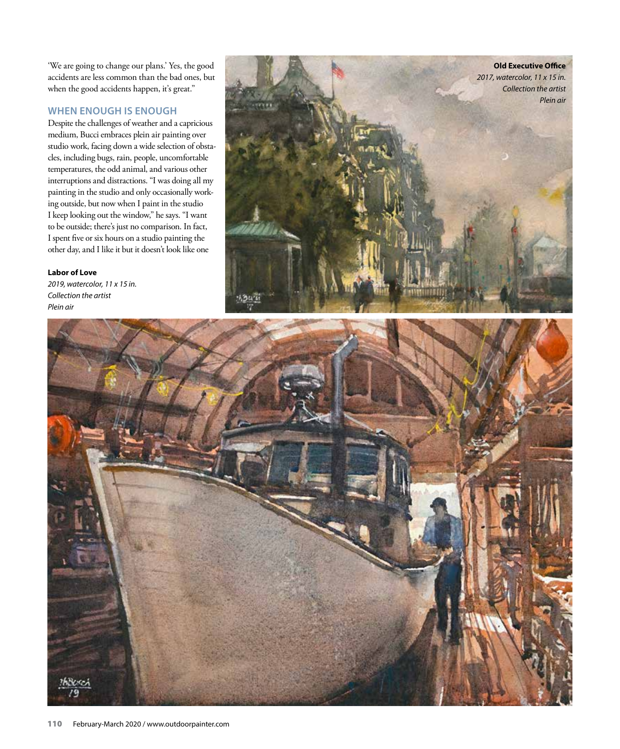'We are going to change our plans.' Yes, the good accidents are less common than the bad ones, but when the good accidents happen, it's great."

## WHEN ENOUGH IS ENOUGH

Despite the challenges of weather and a capricious medium, Bucci embraces plein air painting over studio work, facing down a wide selection of obstacles, including bugs, rain, people, uncomfortable temperatures, the odd animal, and various other interruptions and distractions. "I was doing all my painting in the studio and only occasionally working outside, but now when I paint in the studio I keep looking out the window," he says. "I want to be outside; there's just no comparison. In fact, I spent five or six hours on a studio painting the other day, and I like it but it doesn't look like one

**Old Executive Office**
*2017, watercolor, 11 x 15 in.*
*Collection the artist*
*Plein air*

**Labor of Love**
*2019, watercolor, 11 x 15 in.*
*Collection the artist*
*Plein air*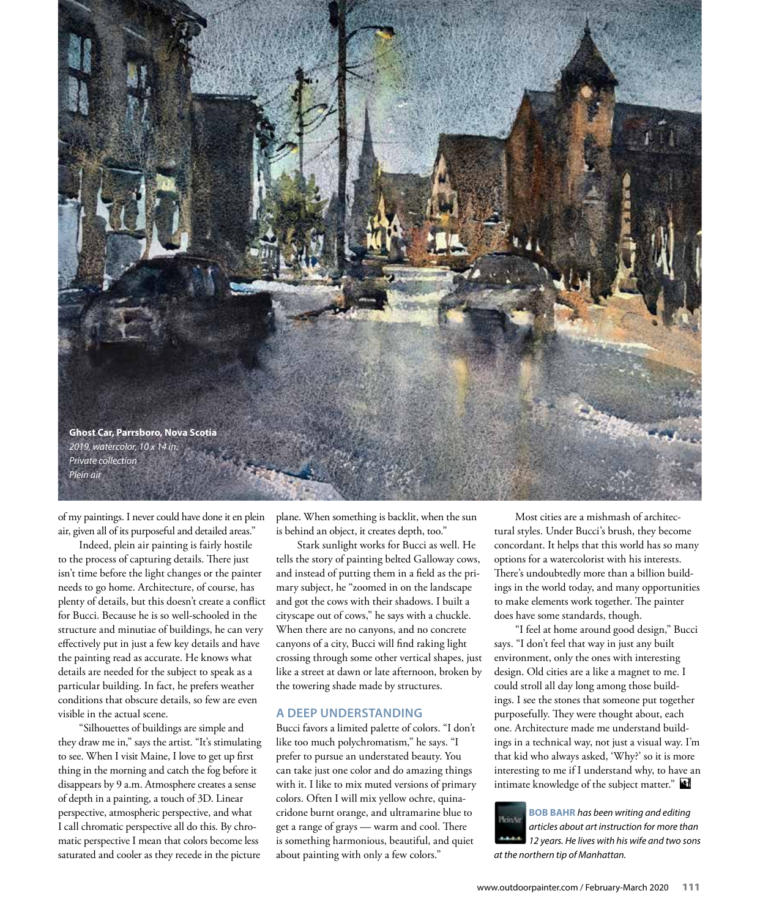**Ghost Car, Parrsboro, Nova Scotia**
*2019, watercolor, 10 x 14 in.*
*Private collection*
*Plein air*

of my paintings. I never could have done it en plein air, given all of its purposeful and detailed areas."

Indeed, plein air painting is fairly hostile to the process of capturing details. There just isn't time before the light changes or the painter needs to go home. Architecture, of course, has plenty of details, but this doesn't create a conflict for Bucci. Because he is so well-schooled in the structure and minutiae of buildings, he can very effectively put in just a few key details and have the painting read as accurate. He knows what details are needed for the subject to speak as a particular building. In fact, he prefers weather conditions that obscure details, so few are even visible in the actual scene.

"Silhouettes of buildings are simple and they draw me in," says the artist. "It's stimulating to see. When I visit Maine, I love to get up first thing in the morning and catch the fog before it disappears by 9 a.m. Atmosphere creates a sense of depth in a painting, a touch of 3D. Linear perspective, atmospheric perspective, and what I call chromatic perspective all do this. By chromatic perspective I mean that colors become less saturated and cooler as they recede in the picture plane. When something is backlit, when the sun is behind an object, it creates depth, too."

Stark sunlight works for Bucci as well. He tells the story of painting belted Galloway cows, and instead of putting them in a field as the primary subject, he "zoomed in on the landscape and got the cows with their shadows. I built a cityscape out of cows," he says with a chuckle. When there are no canyons, and no concrete canyons of a city, Bucci will find raking light crossing through some other vertical shapes, just like a street at dawn or late afternoon, broken by the towering shade made by structures.

## A DEEP UNDERSTANDING

Bucci favors a limited palette of colors. "I don't like too much polychromatism," he says. "I prefer to pursue an understated beauty. You can take just one color and do amazing things with it. I like to mix muted versions of primary colors. Often I will mix yellow ochre, quinacridone burnt orange, and ultramarine blue to get a range of grays — warm and cool. There is something harmonious, beautiful, and quiet about painting with only a few colors."

Most cities are a mishmash of architectural styles. Under Bucci's brush, they become concordant. It helps that this world has so many options for a watercolorist with his interests. There's undoubtedly more than a billion buildings in the world today, and many opportunities to make elements work together. The painter does have some standards, though.

"I feel at home around good design," Bucci says. "I don't feel that way in just any built environment, only the ones with interesting design. Old cities are a like a magnet to me. I could stroll all day long among those buildings. I see the stones that someone put together purposefully. They were thought about, each one. Architecture made me understand buildings in a technical way, not just a visual way. I'm that kid who always asked, 'Why?' so it is more interesting to me if I understand why, to have an intimate knowledge of the subject matter."

**BOB BAHR** *has been writing and editing articles about art instruction for more than 12 years. He lives with his wife and two sons at the northern tip of Manhattan.*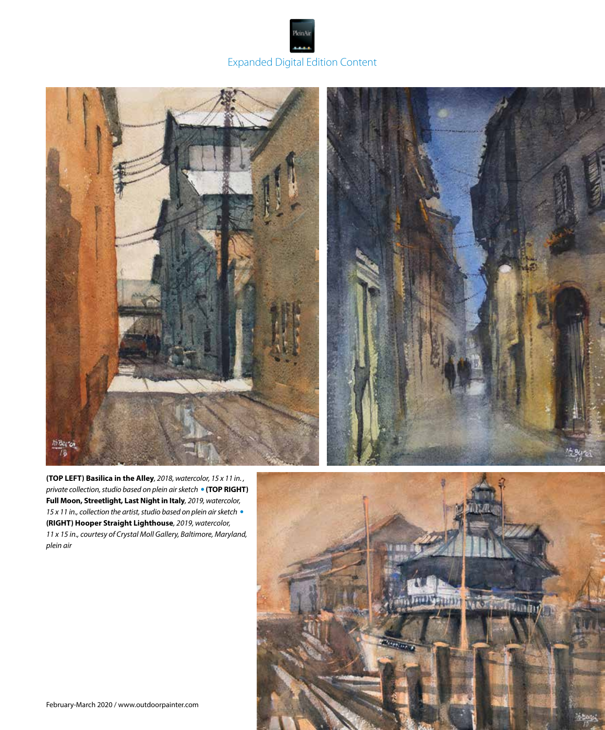Expanded Digital Edition Content

**(TOP LEFT) Basilica in the Alley**, *2018, watercolor, 15 x 11 in., private collection, studio based on plein air sketch* • **(TOP RIGHT) Full Moon, Streetlight, Last Night in Italy**, *2019, watercolor, 15 x 11 in., collection the artist, studio based on plein air sketch* • **(RIGHT) Hooper Straight Lighthouse**, *2019, watercolor, 11 x 15 in., courtesy of Crystal Moll Gallery, Baltimore, Maryland, plein air*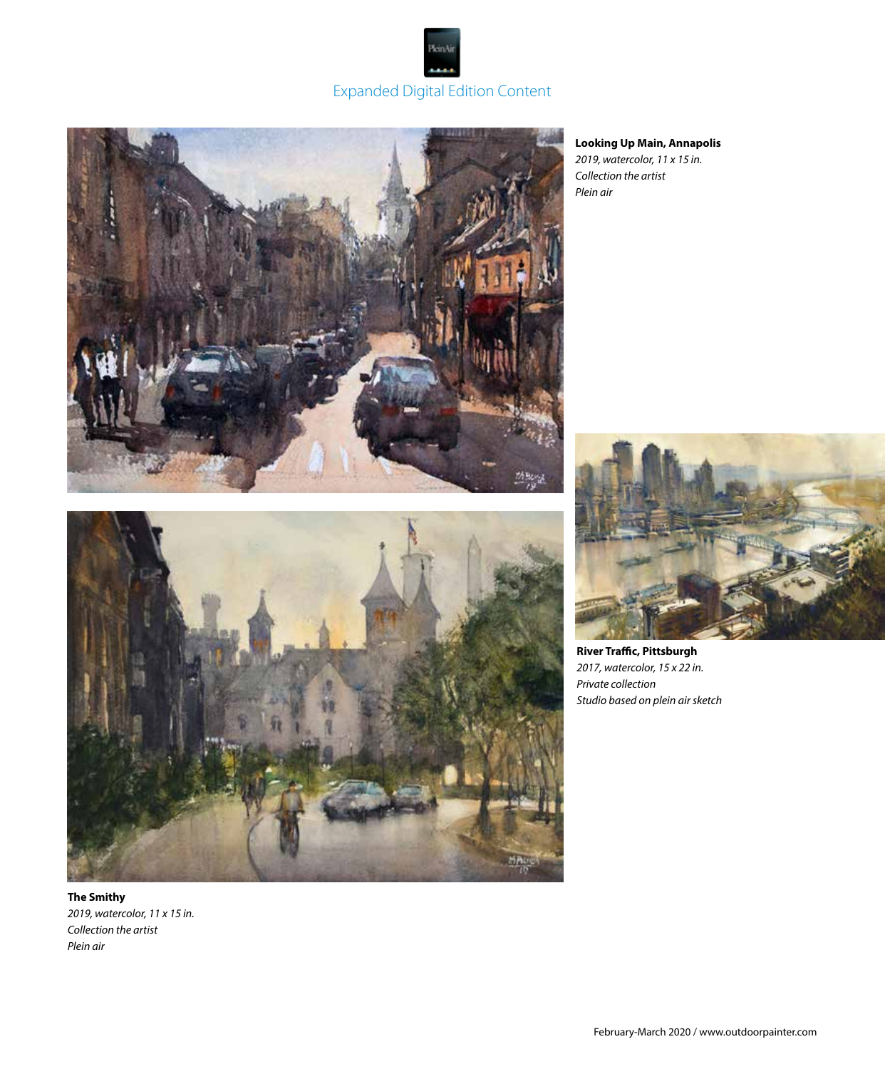Expanded Digital Edition Content

**Looking Up Main, Annapolis**
*2019, watercolor, 11 x 15 in.*
*Collection the artist*
*Plein air*

**River Traffic, Pittsburgh**
*2017, watercolor, 15 x 22 in.*
*Private collection*
*Studio based on plein air sketch*

**The Smithy**
*2019, watercolor, 11 x 15 in.*
*Collection the artist*
*Plein air*